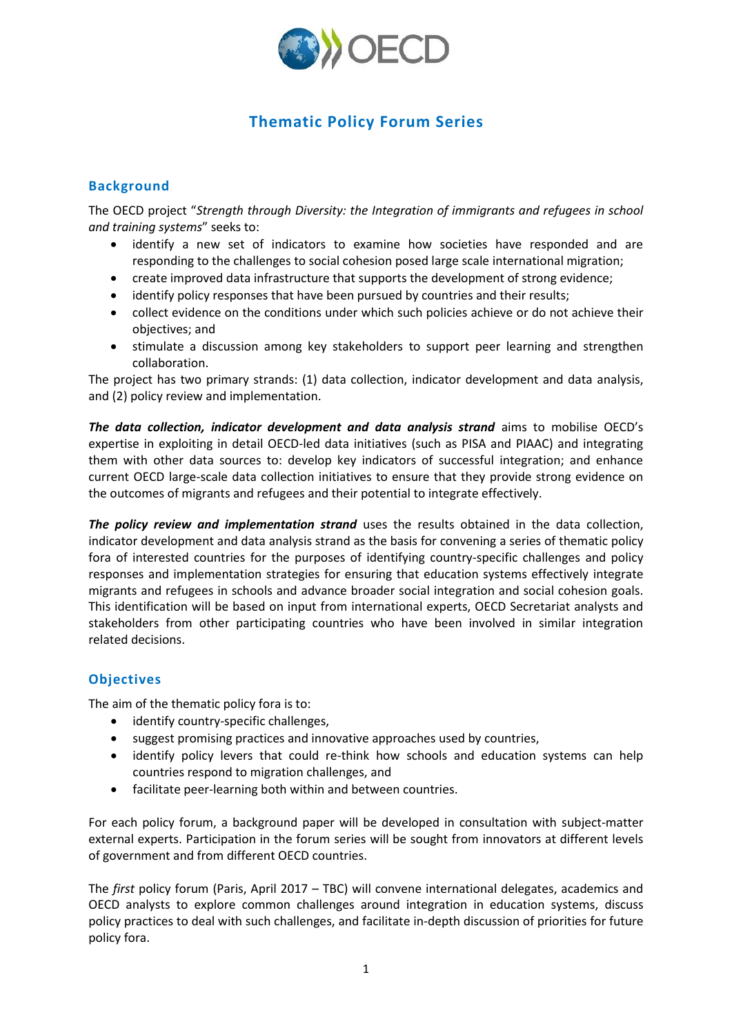# Thematic Policy Forum Series

## Background

The OECD project "*Strength through Diversity: the Integration of immigrants and refugees in school and training systems*" seeks to:

- identify a new set of indicators to examine how societies have responded and are responding to the challenges to social cohesion posed large scale international migration;
- create improved data infrastructure that supports the development of strong evidence;
- identify policy responses that have been pursued by countries and their results;
- collect evidence on the conditions under which such policies achieve or do not achieve their objectives; and
- stimulate a discussion among key stakeholders to support peer learning and strengthen collaboration.

The project has two primary strands: (1) data collection, indicator development and data analysis, and (2) policy review and implementation.

***The data collection, indicator development and data analysis strand*** aims to mobilise OECD's expertise in exploiting in detail OECD-led data initiatives (such as PISA and PIAAC) and integrating them with other data sources to: develop key indicators of successful integration; and enhance current OECD large-scale data collection initiatives to ensure that they provide strong evidence on the outcomes of migrants and refugees and their potential to integrate effectively.

***The policy review and implementation strand*** uses the results obtained in the data collection, indicator development and data analysis strand as the basis for convening a series of thematic policy fora of interested countries for the purposes of identifying country-specific challenges and policy responses and implementation strategies for ensuring that education systems effectively integrate migrants and refugees in schools and advance broader social integration and social cohesion goals. This identification will be based on input from international experts, OECD Secretariat analysts and stakeholders from other participating countries who have been involved in similar integration related decisions.

## Objectives

The aim of the thematic policy fora is to:

- identify country-specific challenges,
- suggest promising practices and innovative approaches used by countries,
- identify policy levers that could re-think how schools and education systems can help countries respond to migration challenges, and
- facilitate peer-learning both within and between countries.

For each policy forum, a background paper will be developed in consultation with subject-matter external experts. Participation in the forum series will be sought from innovators at different levels of government and from different OECD countries.

The *first* policy forum (Paris, April 2017 – TBC) will convene international delegates, academics and OECD analysts to explore common challenges around integration in education systems, discuss policy practices to deal with such challenges, and facilitate in-depth discussion of priorities for future policy fora.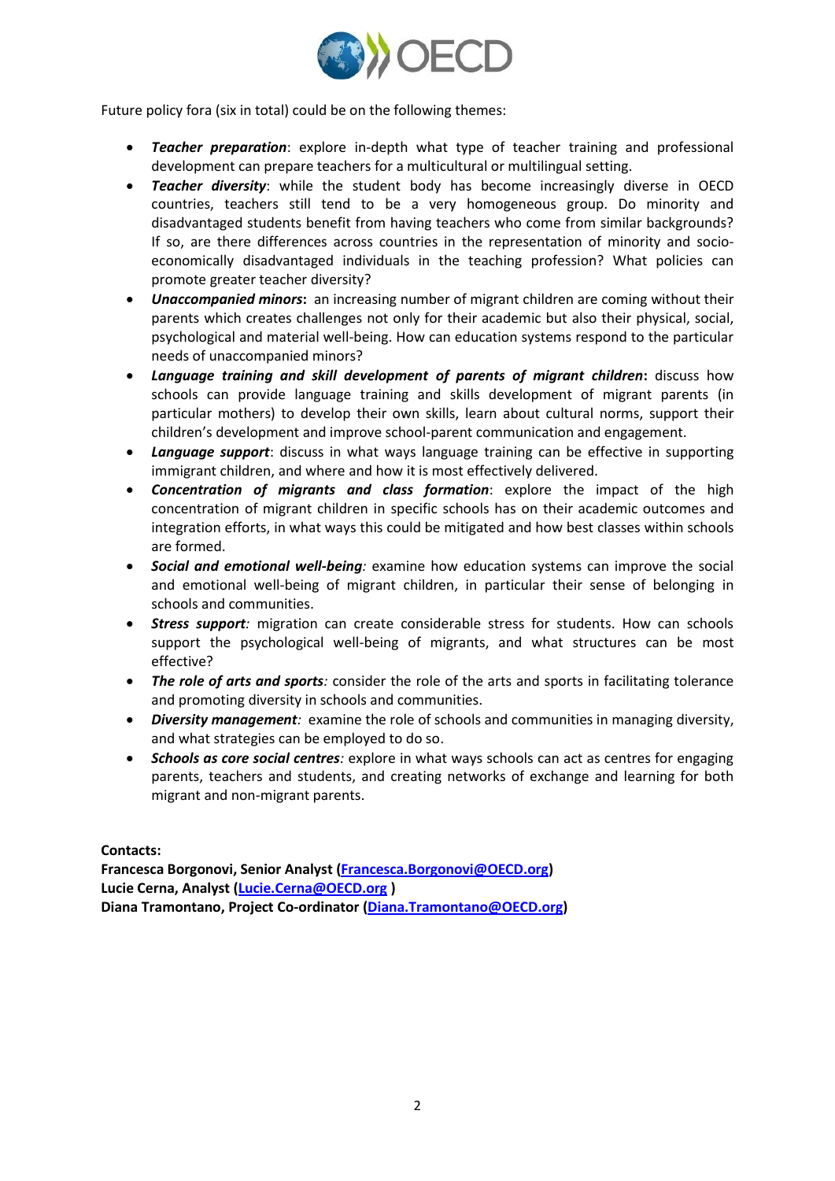Future policy fora (six in total) could be on the following themes:

- ***Teacher preparation***: explore in-depth what type of teacher training and professional development can prepare teachers for a multicultural or multilingual setting.
- ***Teacher diversity***: while the student body has become increasingly diverse in OECD countries, teachers still tend to be a very homogeneous group. Do minority and disadvantaged students benefit from having teachers who come from similar backgrounds? If so, are there differences across countries in the representation of minority and socio-economically disadvantaged individuals in the teaching profession? What policies can promote greater teacher diversity?
- ***Unaccompanied minors*****:** an increasing number of migrant children are coming without their parents which creates challenges not only for their academic but also their physical, social, psychological and material well-being. How can education systems respond to the particular needs of unaccompanied minors?
- ***Language training and skill development of parents of migrant children*****:** discuss how schools can provide language training and skills development of migrant parents (in particular mothers) to develop their own skills, learn about cultural norms, support their children's development and improve school-parent communication and engagement.
- ***Language support***: discuss in what ways language training can be effective in supporting immigrant children, and where and how it is most effectively delivered.
- ***Concentration of migrants and class formation***: explore the impact of the high concentration of migrant children in specific schools has on their academic outcomes and integration efforts, in what ways this could be mitigated and how best classes within schools are formed.
- ***Social and emotional well-being****:* examine how education systems can improve the social and emotional well-being of migrant children, in particular their sense of belonging in schools and communities.
- ***Stress support****:* migration can create considerable stress for students. How can schools support the psychological well-being of migrants, and what structures can be most effective?
- ***The role of arts and sports****:* consider the role of the arts and sports in facilitating tolerance and promoting diversity in schools and communities.
- ***Diversity management****:* examine the role of schools and communities in managing diversity, and what strategies can be employed to do so.
- ***Schools as core social centres****:* explore in what ways schools can act as centres for engaging parents, teachers and students, and creating networks of exchange and learning for both migrant and non-migrant parents.

**Contacts:**
**Francesca Borgonovi, Senior Analyst (Francesca.Borgonovi@OECD.org)**
**Lucie Cerna, Analyst (Lucie.Cerna@OECD.org )**
**Diana Tramontano, Project Co-ordinator (Diana.Tramontano@OECD.org)**